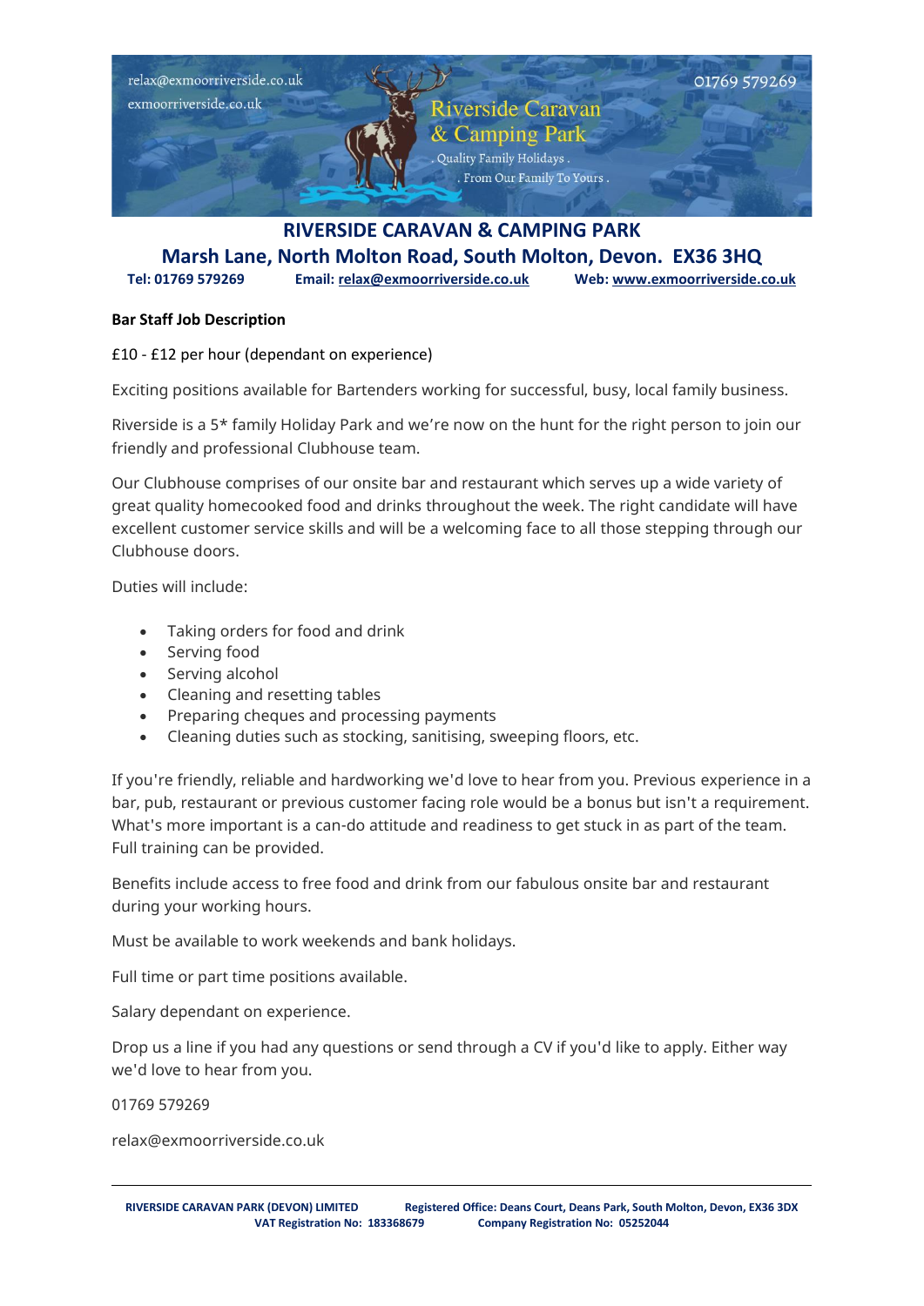relax@exmoorriverside.co.uk
exmoorriverside.co.uk

Riverside Caravan & Camping Park
. Quality Family Holidays .
. From Our Family To Yours .

01769 579269

# RIVERSIDE CARAVAN & CAMPING PARK

## Marsh Lane, North Molton Road, South Molton, Devon. EX36 3HQ

**Tel: 01769 579269** **Email: relax@exmoorriverside.co.uk** **Web: www.exmoorriverside.co.uk**

**Bar Staff Job Description**

£10 - £12 per hour (dependant on experience)

Exciting positions available for Bartenders working for successful, busy, local family business.

Riverside is a 5* family Holiday Park and we're now on the hunt for the right person to join our friendly and professional Clubhouse team.

Our Clubhouse comprises of our onsite bar and restaurant which serves up a wide variety of great quality homecooked food and drinks throughout the week. The right candidate will have excellent customer service skills and will be a welcoming face to all those stepping through our Clubhouse doors.

Duties will include:

- Taking orders for food and drink
- Serving food
- Serving alcohol
- Cleaning and resetting tables
- Preparing cheques and processing payments
- Cleaning duties such as stocking, sanitising, sweeping floors, etc.

If you're friendly, reliable and hardworking we'd love to hear from you. Previous experience in a bar, pub, restaurant or previous customer facing role would be a bonus but isn't a requirement. What's more important is a can-do attitude and readiness to get stuck in as part of the team. Full training can be provided.

Benefits include access to free food and drink from our fabulous onsite bar and restaurant during your working hours.

Must be available to work weekends and bank holidays.

Full time or part time positions available.

Salary dependant on experience.

Drop us a line if you had any questions or send through a CV if you'd like to apply. Either way we'd love to hear from you.

01769 579269

relax@exmoorriverside.co.uk

**RIVERSIDE CARAVAN PARK (DEVON) LIMITED** **Registered Office: Deans Court, Deans Park, South Molton, Devon, EX36 3DX**
**VAT Registration No: 183368679** **Company Registration No: 05252044**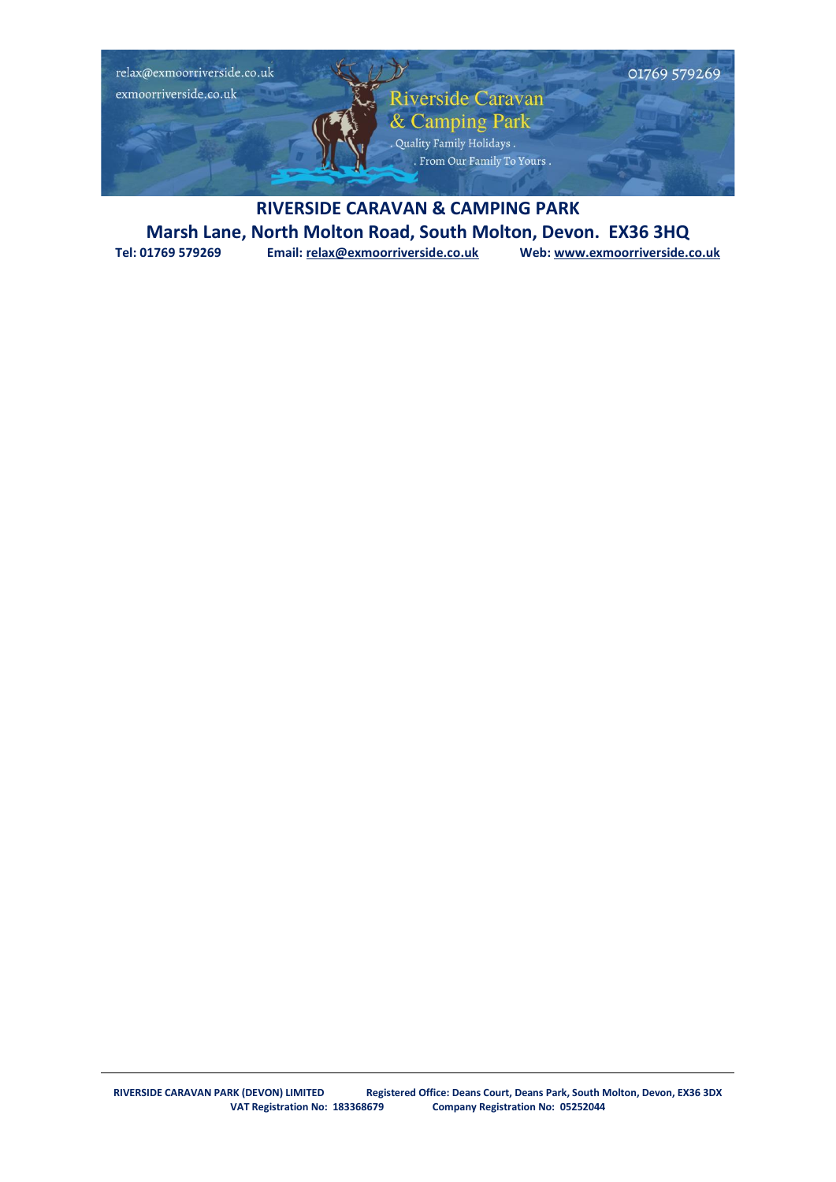relax@exmoorriverside.co.uk

exmoorriverside.co.uk

01769 579269

Riverside Caravan & Camping Park

. Quality Family Holidays .

. From Our Family To Yours .

**RIVERSIDE CARAVAN & CAMPING PARK**

**Marsh Lane, North Molton Road, South Molton, Devon. EX36 3HQ**

**Tel: 01769 579269** **Email: relax@exmoorriverside.co.uk** **Web: www.exmoorriverside.co.uk**

**RIVERSIDE CARAVAN PARK (DEVON) LIMITED** **Registered Office: Deans Court, Deans Park, South Molton, Devon, EX36 3DX**

**VAT Registration No: 183368679** **Company Registration No: 05252044**